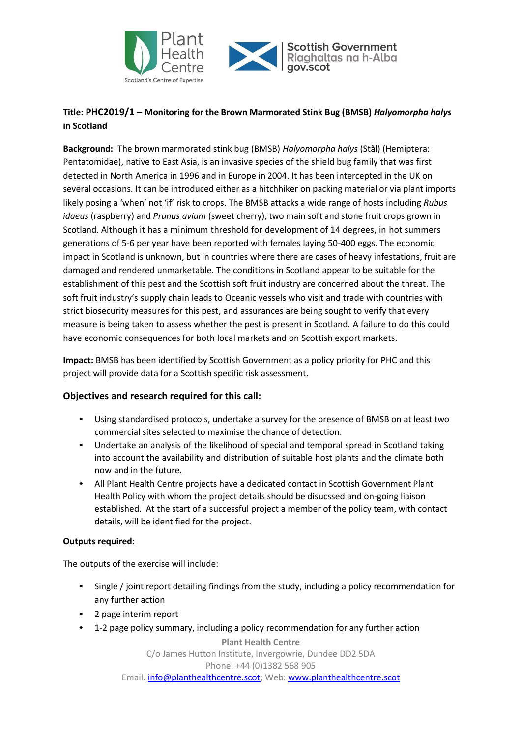**Title: PHC2019/1 – Monitoring for the Brown Marmorated Stink Bug (BMSB) *Halyomorpha halys* in Scotland**

**Background:** The brown marmorated stink bug (BMSB) *Halyomorpha halys* (Stål) (Hemiptera: Pentatomidae), native to East Asia, is an invasive species of the shield bug family that was first detected in North America in 1996 and in Europe in 2004. It has been intercepted in the UK on several occasions. It can be introduced either as a hitchhiker on packing material or via plant imports likely posing a 'when' not 'if' risk to crops. The BMSB attacks a wide range of hosts including *Rubus idaeus* (raspberry) and *Prunus avium* (sweet cherry), two main soft and stone fruit crops grown in Scotland. Although it has a minimum threshold for development of 14 degrees, in hot summers generations of 5-6 per year have been reported with females laying 50-400 eggs. The economic impact in Scotland is unknown, but in countries where there are cases of heavy infestations, fruit are damaged and rendered unmarketable. The conditions in Scotland appear to be suitable for the establishment of this pest and the Scottish soft fruit industry are concerned about the threat. The soft fruit industry's supply chain leads to Oceanic vessels who visit and trade with countries with strict biosecurity measures for this pest, and assurances are being sought to verify that every measure is being taken to assess whether the pest is present in Scotland. A failure to do this could have economic consequences for both local markets and on Scottish export markets.

**Impact:** BMSB has been identified by Scottish Government as a policy priority for PHC and this project will provide data for a Scottish specific risk assessment.

## Objectives and research required for this call:

- Using standardised protocols, undertake a survey for the presence of BMSB on at least two commercial sites selected to maximise the chance of detection.
- Undertake an analysis of the likelihood of special and temporal spread in Scotland taking into account the availability and distribution of suitable host plants and the climate both now and in the future.
- All Plant Health Centre projects have a dedicated contact in Scottish Government Plant Health Policy with whom the project details should be disucssed and on-going liaison established. At the start of a successful project a member of the policy team, with contact details, will be identified for the project.

**Outputs required:**

The outputs of the exercise will include:

- Single / joint report detailing findings from the study, including a policy recommendation for any further action
- 2 page interim report
- 1-2 page policy summary, including a policy recommendation for any further action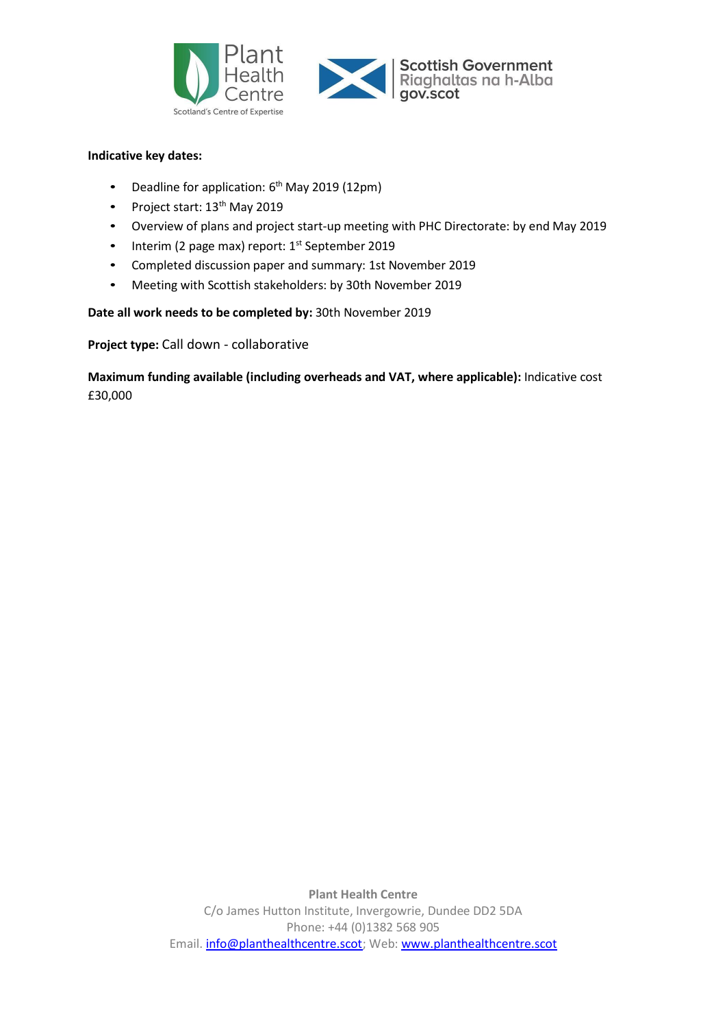**Indicative key dates:**

- Deadline for application: 6th May 2019 (12pm)
- Project start: 13th May 2019
- Overview of plans and project start-up meeting with PHC Directorate: by end May 2019
- Interim (2 page max) report: 1st September 2019
- Completed discussion paper and summary: 1st November 2019
- Meeting with Scottish stakeholders: by 30th November 2019

**Date all work needs to be completed by:** 30th November 2019

**Project type:** Call down - collaborative

**Maximum funding available (including overheads and VAT, where applicable):** Indicative cost £30,000